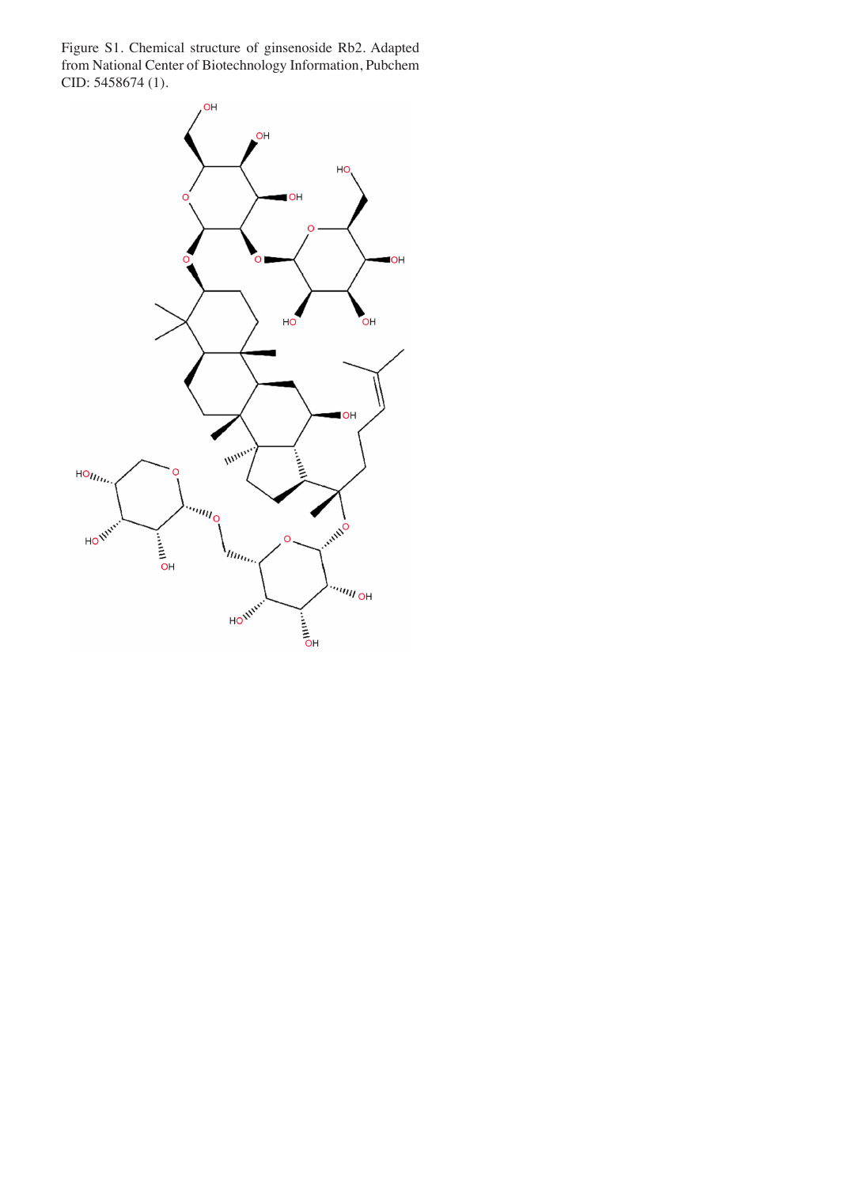Figure S1. Chemical structure of ginsenoside Rb2. Adapted from National Center of Biotechnology Information, Pubchem CID: 5458674 (1).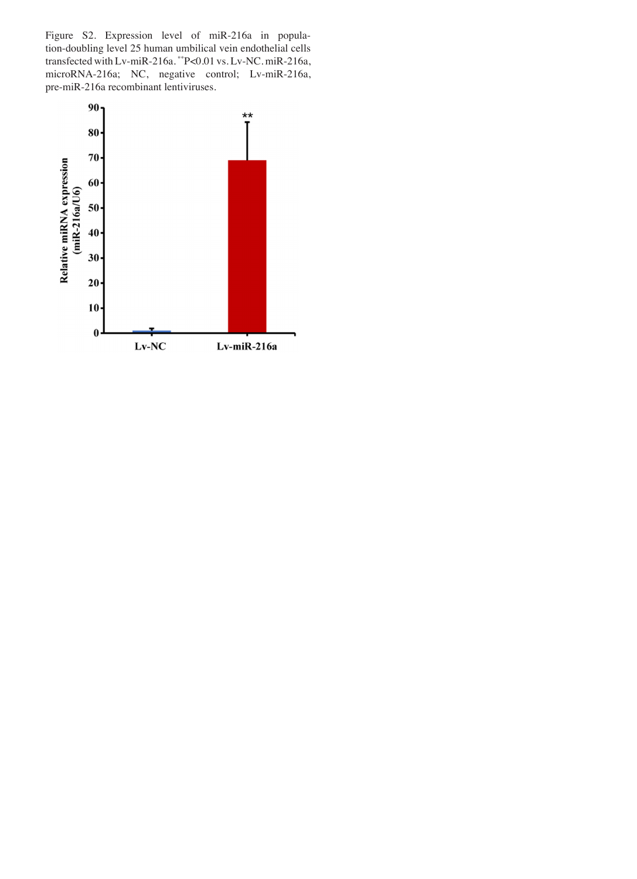Figure S2. Expression level of miR-216a in population-doubling level 25 human umbilical vein endothelial cells transfected with Lv-miR-216a. **P<0.01 vs. Lv-NC. miR-216a, microRNA-216a; NC, negative control; Lv-miR-216a, pre-miR-216a recombinant lentiviruses.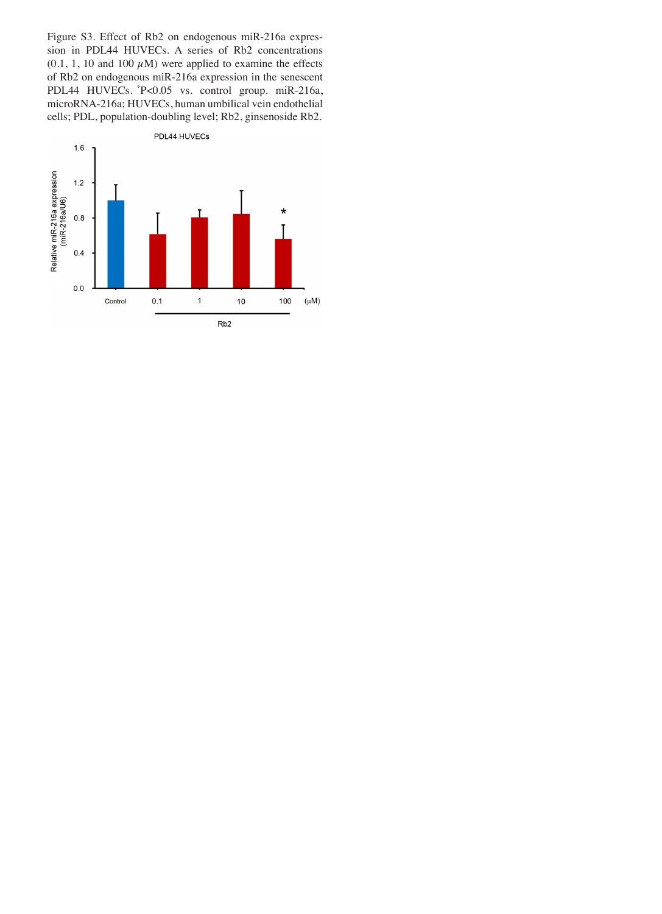Figure S3. Effect of Rb2 on endogenous miR-216a expression in PDL44 HUVECs. A series of Rb2 concentrations (0.1, 1, 10 and 100 $\mu$M) were applied to examine the effects of Rb2 on endogenous miR-216a expression in the senescent PDL44 HUVECs. *P<0.05 vs. control group. miR-216a, microRNA-216a; HUVECs, human umbilical vein endothelial cells; PDL, population-doubling level; Rb2, ginsenoside Rb2.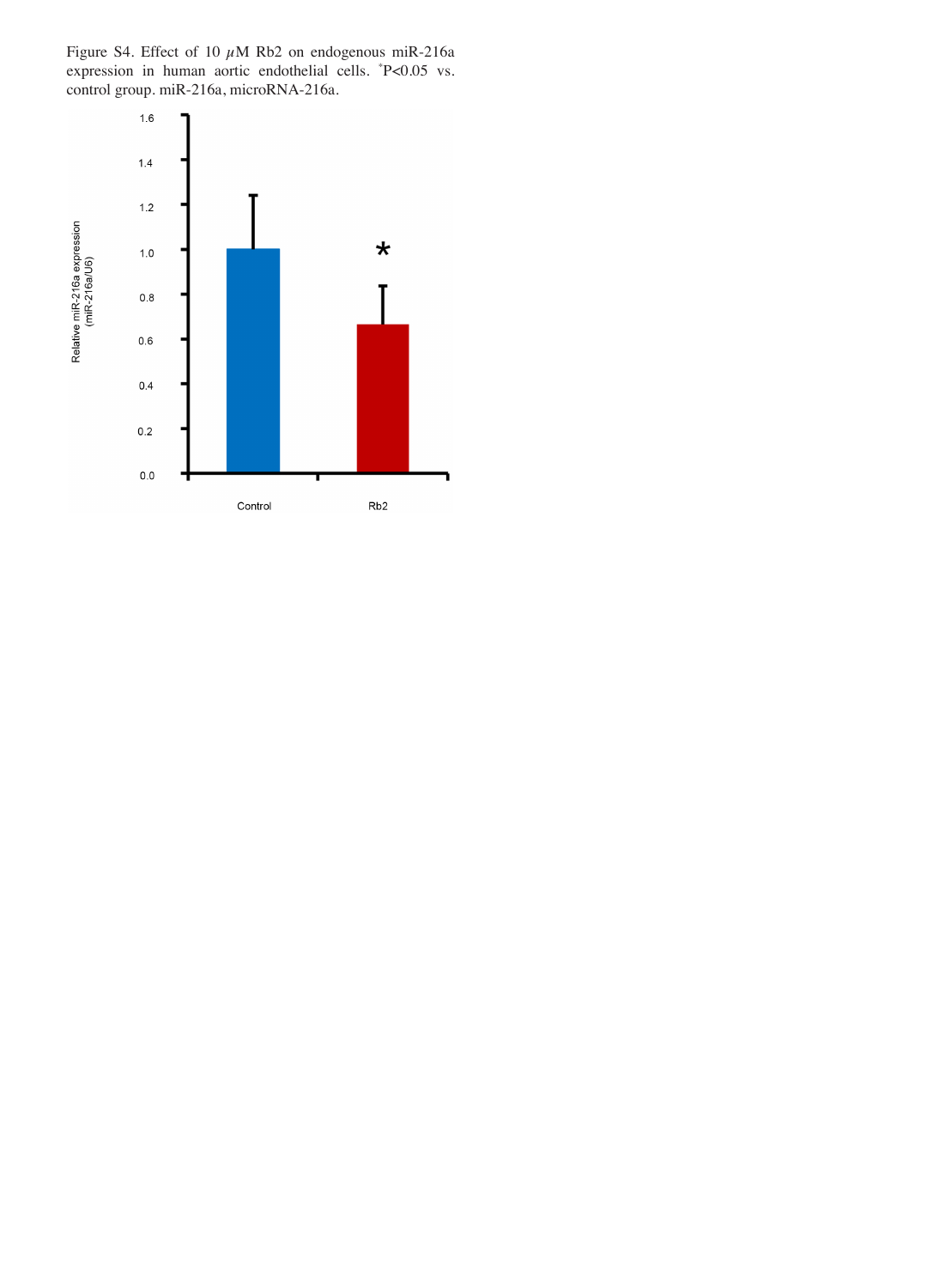Figure S4. Effect of 10 μM Rb2 on endogenous miR-216a expression in human aortic endothelial cells. *P<0.05 vs. control group. miR-216a, microRNA-216a.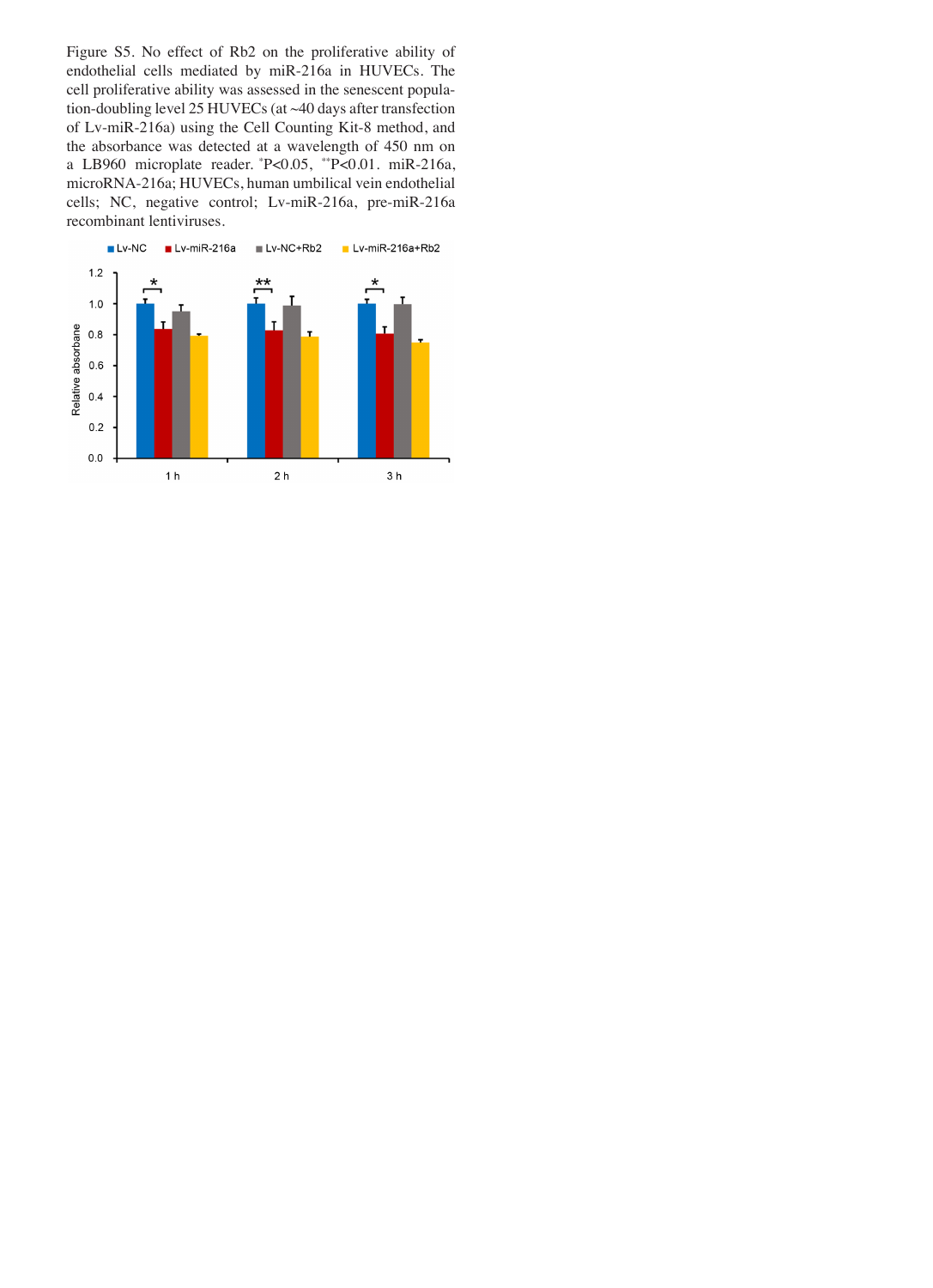Figure S5. No effect of Rb2 on the proliferative ability of endothelial cells mediated by miR-216a in HUVECs. The cell proliferative ability was assessed in the senescent population-doubling level 25 HUVECs (at ~40 days after transfection of Lv-miR-216a) using the Cell Counting Kit-8 method, and the absorbance was detected at a wavelength of 450 nm on a LB960 microplate reader. *P<0.05, **P<0.01. miR-216a, microRNA-216a; HUVECs, human umbilical vein endothelial cells; NC, negative control; Lv-miR-216a, pre-miR-216a recombinant lentiviruses.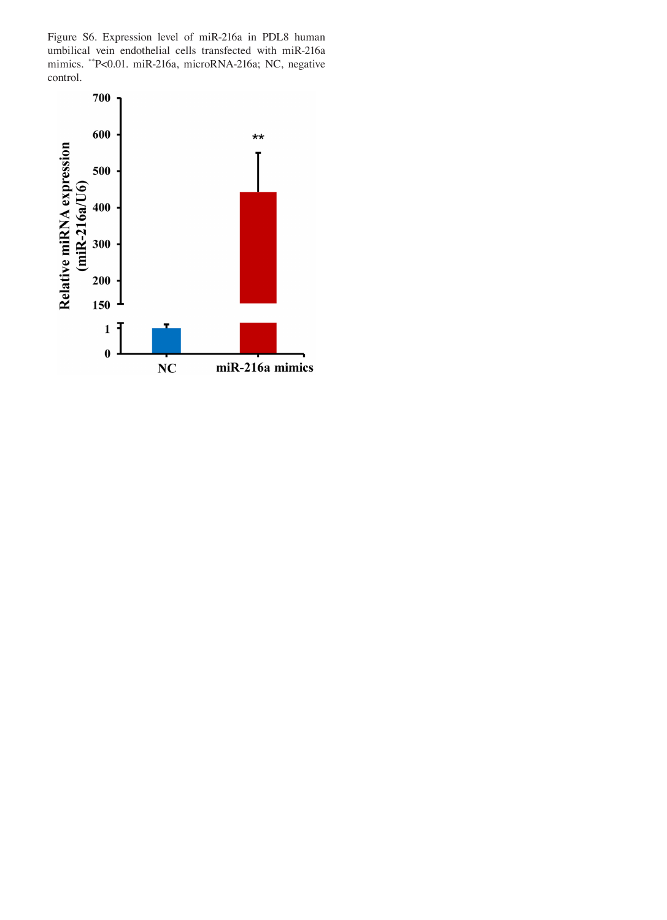Figure S6. Expression level of miR-216a in PDL8 human umbilical vein endothelial cells transfected with miR-216a mimics. $^{**}$P<0.01. miR-216a, microRNA-216a; NC, negative control.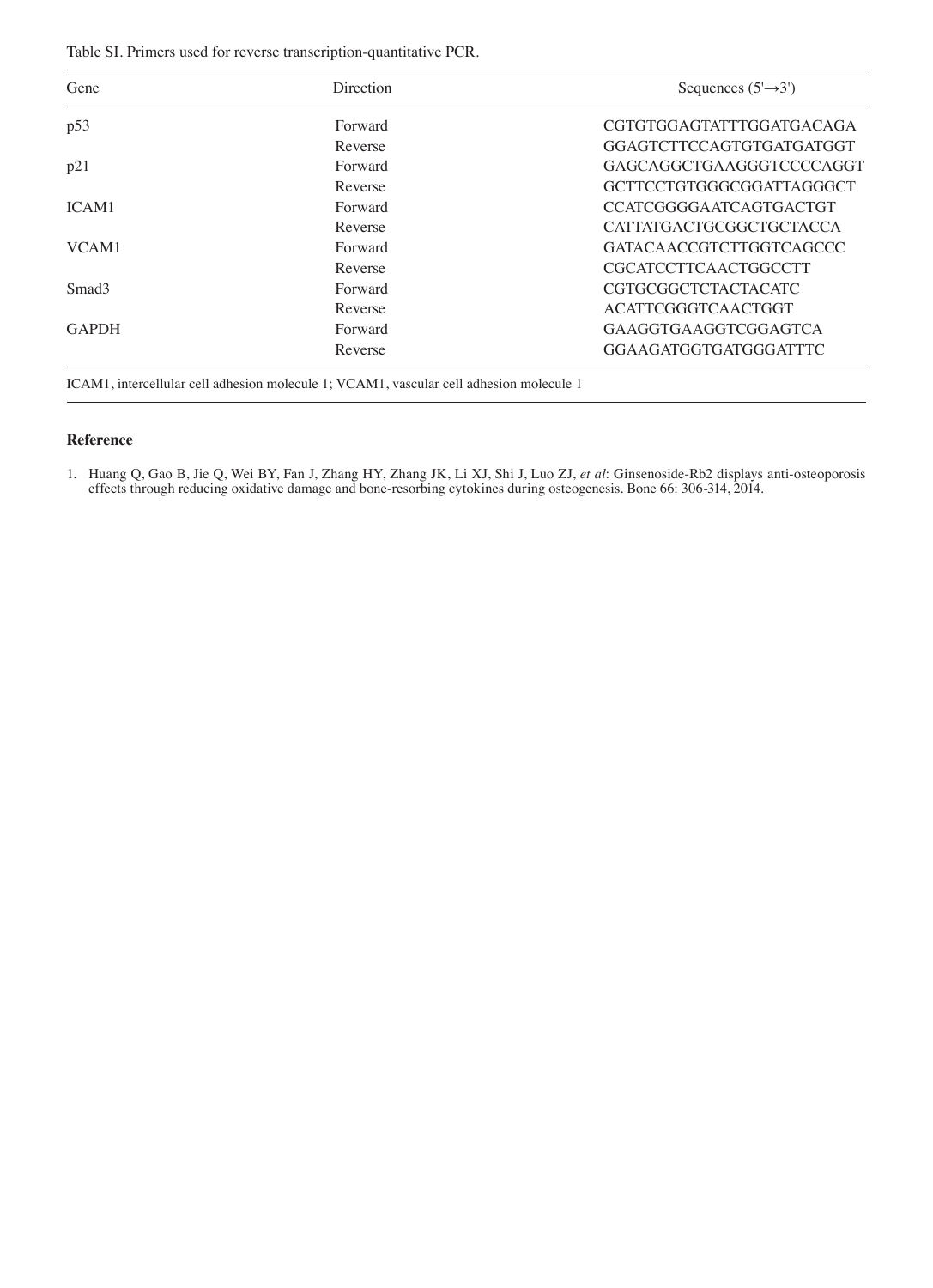Table SI. Primers used for reverse transcription-quantitative PCR.

| Gene | Direction | Sequences (5'→3') |
|---|---|---|
| p53 | Forward | CGTGTGGAGTATTTGGATGACAGA |
| | Reverse | GGAGTCTTCCAGTGTGATGATGGT |
| p21 | Forward | GAGCAGGCTGAAGGGTCCCCAGGT |
| | Reverse | GCTTCCTGTGGGCGGATTAGGGCT |
| ICAM1 | Forward | CCATCGGGGAATCAGTGACTGT |
| | Reverse | CATTATGACTGCGGCTGCTACCA |
| VCAM1 | Forward | GATACAACCGTCTTGGTCAGCCC |
| | Reverse | CGCATCCTTCAACTGGCCTT |
| Smad3 | Forward | CGTGCGGCTCTACTACATC |
| | Reverse | ACATTCGGGTCAACTGGT |
| GAPDH | Forward | GAAGGTGAAGGTCGGAGTCA |
| | Reverse | GGAAGATGGTGATGGGATTTC |

ICAM1, intercellular cell adhesion molecule 1; VCAM1, vascular cell adhesion molecule 1

## Reference

1. Huang Q, Gao B, Jie Q, Wei BY, Fan J, Zhang HY, Zhang JK, Li XJ, Shi J, Luo ZJ, *et al*: Ginsenoside-Rb2 displays anti-osteoporosis effects through reducing oxidative damage and bone-resorbing cytokines during osteogenesis. Bone 66: 306-314, 2014.